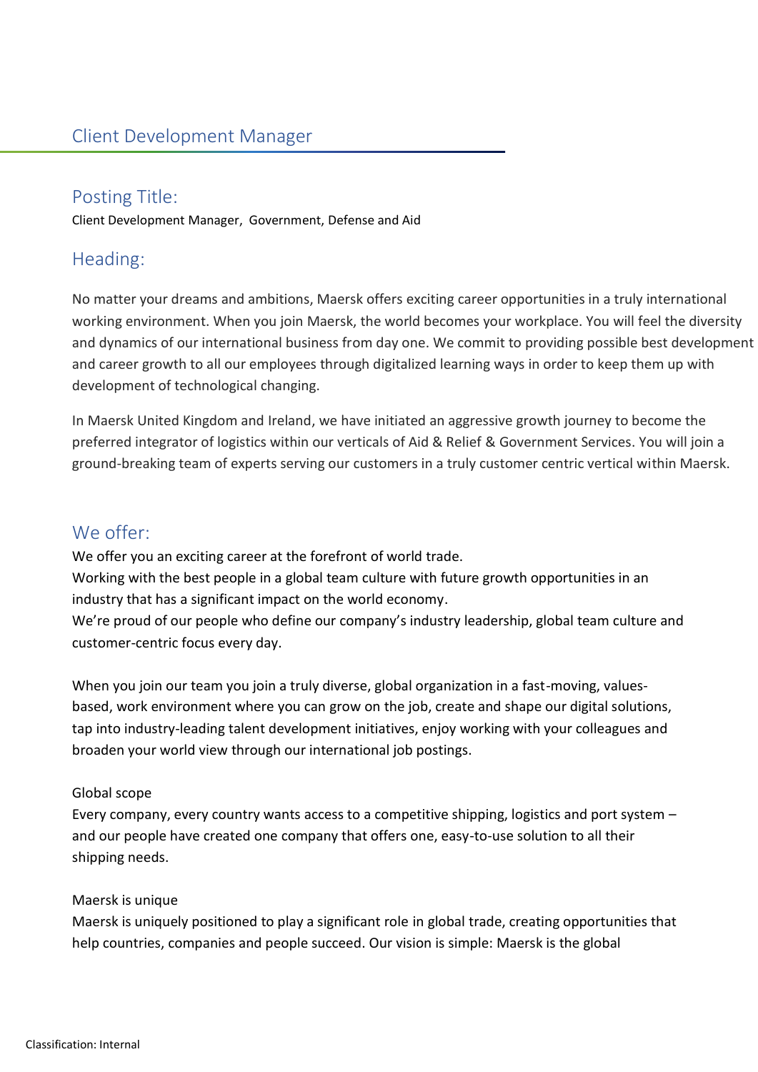# Client Development Manager

## Posting Title:

Client Development Manager,  Government, Defense and Aid

## Heading:

No matter your dreams and ambitions, Maersk offers exciting career opportunities in a truly international working environment. When you join Maersk, the world becomes your workplace. You will feel the diversity and dynamics of our international business from day one. We commit to providing possible best development and career growth to all our employees through digitalized learning ways in order to keep them up with development of technological changing.

In Maersk United Kingdom and Ireland, we have initiated an aggressive growth journey to become the preferred integrator of logistics within our verticals of Aid & Relief & Government Services. You will join a ground-breaking team of experts serving our customers in a truly customer centric vertical within Maersk.

## We offer:

We offer you an exciting career at the forefront of world trade.
Working with the best people in a global team culture with future growth opportunities in an industry that has a significant impact on the world economy.
We're proud of our people who define our company's industry leadership, global team culture and customer-centric focus every day.

When you join our team you join a truly diverse, global organization in a fast-moving, values-based, work environment where you can grow on the job, create and shape our digital solutions, tap into industry-leading talent development initiatives, enjoy working with your colleagues and broaden your world view through our international job postings.

Global scope
Every company, every country wants access to a competitive shipping, logistics and port system – and our people have created one company that offers one, easy-to-use solution to all their shipping needs.

Maersk is unique
Maersk is uniquely positioned to play a significant role in global trade, creating opportunities that help countries, companies and people succeed. Our vision is simple: Maersk is the global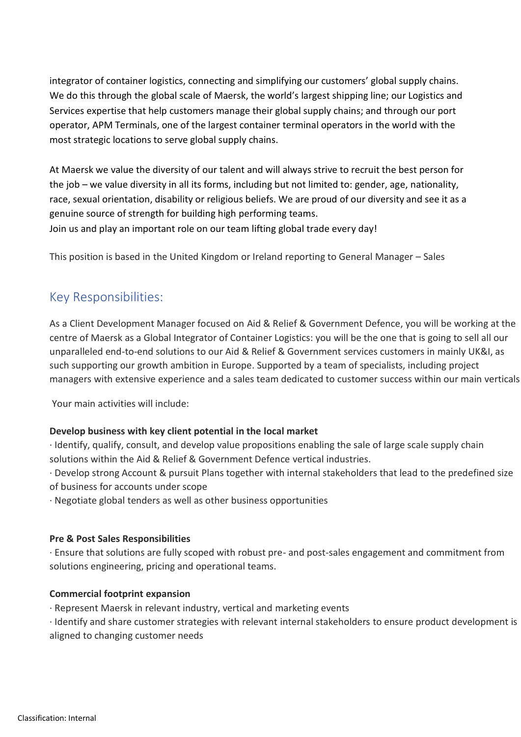integrator of container logistics, connecting and simplifying our customers' global supply chains. We do this through the global scale of Maersk, the world's largest shipping line; our Logistics and Services expertise that help customers manage their global supply chains; and through our port operator, APM Terminals, one of the largest container terminal operators in the world with the most strategic locations to serve global supply chains.

At Maersk we value the diversity of our talent and will always strive to recruit the best person for the job – we value diversity in all its forms, including but not limited to: gender, age, nationality, race, sexual orientation, disability or religious beliefs. We are proud of our diversity and see it as a genuine source of strength for building high performing teams.
Join us and play an important role on our team lifting global trade every day!

This position is based in the United Kingdom or Ireland reporting to General Manager – Sales

## Key Responsibilities:

As a Client Development Manager focused on Aid & Relief & Government Defence, you will be working at the centre of Maersk as a Global Integrator of Container Logistics: you will be the one that is going to sell all our unparalleled end-to-end solutions to our Aid & Relief & Government services customers in mainly UK&I, as such supporting our growth ambition in Europe. Supported by a team of specialists, including project managers with extensive experience and a sales team dedicated to customer success within our main verticals

Your main activities will include:

**Develop business with key client potential in the local market**

· Identify, qualify, consult, and develop value propositions enabling the sale of large scale supply chain solutions within the Aid & Relief & Government Defence vertical industries.
· Develop strong Account & pursuit Plans together with internal stakeholders that lead to the predefined size of business for accounts under scope
· Negotiate global tenders as well as other business opportunities

**Pre & Post Sales Responsibilities**

· Ensure that solutions are fully scoped with robust pre- and post-sales engagement and commitment from solutions engineering, pricing and operational teams.

**Commercial footprint expansion**

· Represent Maersk in relevant industry, vertical and marketing events
· Identify and share customer strategies with relevant internal stakeholders to ensure product development is aligned to changing customer needs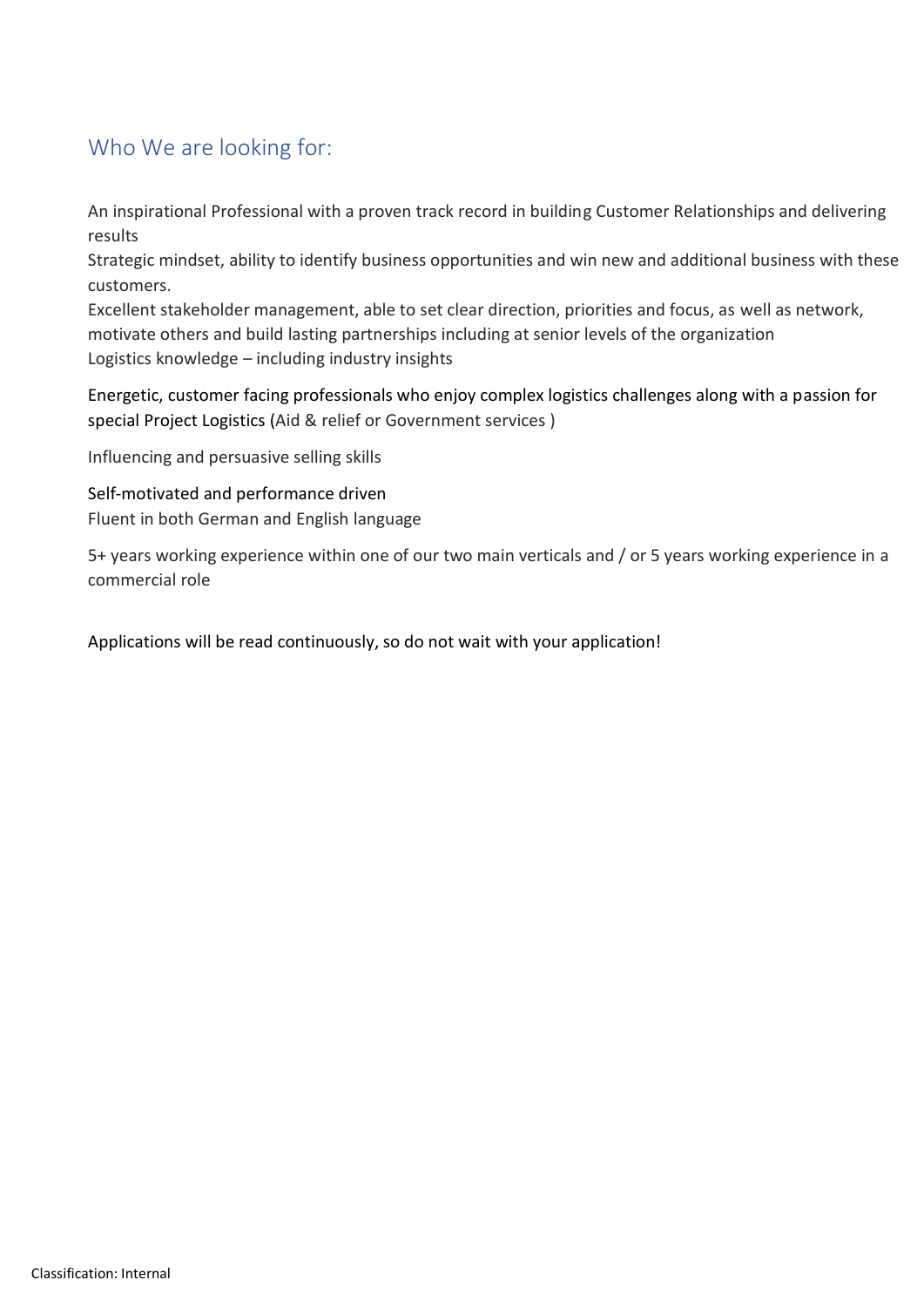## Who We are looking for:

An inspirational Professional with a proven track record in building Customer Relationships and delivering results

Strategic mindset, ability to identify business opportunities and win new and additional business with these customers.

Excellent stakeholder management, able to set clear direction, priorities and focus, as well as network, motivate others and build lasting partnerships including at senior levels of the organization

Logistics knowledge – including industry insights

Energetic, customer facing professionals who enjoy complex logistics challenges along with a passion for special Project Logistics (Aid & relief or Government services )

Influencing and persuasive selling skills

Self-motivated and performance driven

Fluent in both German and English language

5+ years working experience within one of our two main verticals and / or 5 years working experience in a commercial role

Applications will be read continuously, so do not wait with your application!

Classification: Internal